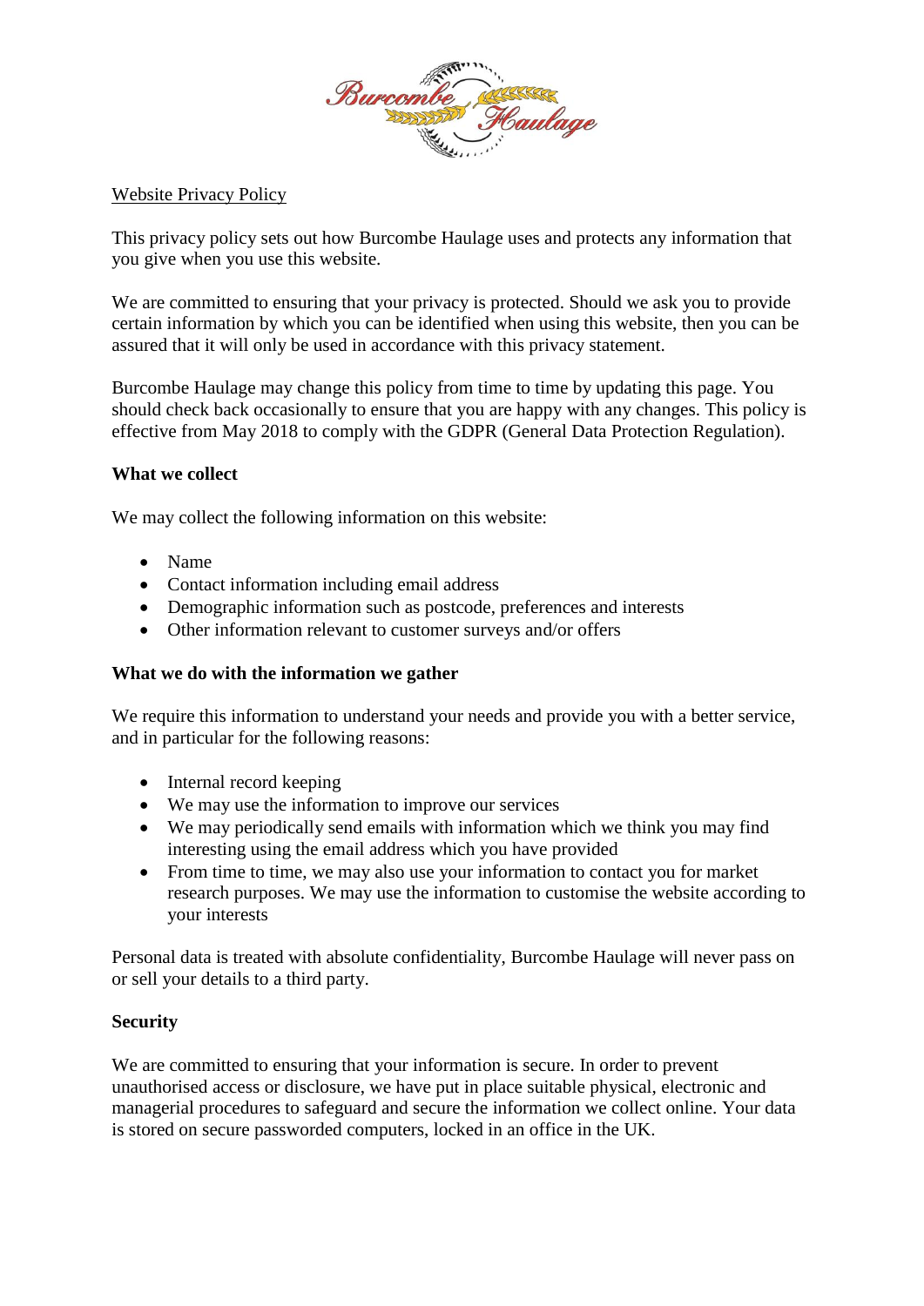Burcombe Haulage

Website Privacy Policy

This privacy policy sets out how Burcombe Haulage uses and protects any information that you give when you use this website.

We are committed to ensuring that your privacy is protected. Should we ask you to provide certain information by which you can be identified when using this website, then you can be assured that it will only be used in accordance with this privacy statement.

Burcombe Haulage may change this policy from time to time by updating this page. You should check back occasionally to ensure that you are happy with any changes. This policy is effective from May 2018 to comply with the GDPR (General Data Protection Regulation).

**What we collect**

We may collect the following information on this website:

- Name
- Contact information including email address
- Demographic information such as postcode, preferences and interests
- Other information relevant to customer surveys and/or offers

**What we do with the information we gather**

We require this information to understand your needs and provide you with a better service, and in particular for the following reasons:

- Internal record keeping
- We may use the information to improve our services
- We may periodically send emails with information which we think you may find interesting using the email address which you have provided
- From time to time, we may also use your information to contact you for market research purposes. We may use the information to customise the website according to your interests

Personal data is treated with absolute confidentiality, Burcombe Haulage will never pass on or sell your details to a third party.

**Security**

We are committed to ensuring that your information is secure. In order to prevent unauthorised access or disclosure, we have put in place suitable physical, electronic and managerial procedures to safeguard and secure the information we collect online. Your data is stored on secure passworded computers, locked in an office in the UK.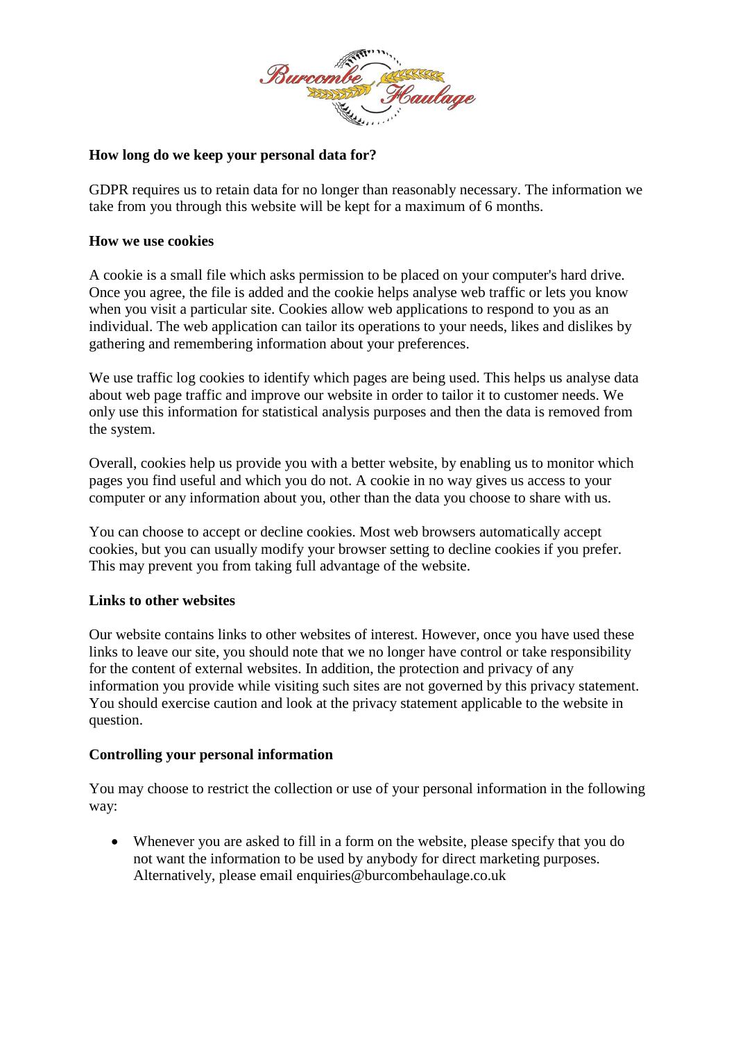**How long do we keep your personal data for?**

GDPR requires us to retain data for no longer than reasonably necessary. The information we take from you through this website will be kept for a maximum of 6 months.

**How we use cookies**

A cookie is a small file which asks permission to be placed on your computer's hard drive. Once you agree, the file is added and the cookie helps analyse web traffic or lets you know when you visit a particular site. Cookies allow web applications to respond to you as an individual. The web application can tailor its operations to your needs, likes and dislikes by gathering and remembering information about your preferences.

We use traffic log cookies to identify which pages are being used. This helps us analyse data about web page traffic and improve our website in order to tailor it to customer needs. We only use this information for statistical analysis purposes and then the data is removed from the system.

Overall, cookies help us provide you with a better website, by enabling us to monitor which pages you find useful and which you do not. A cookie in no way gives us access to your computer or any information about you, other than the data you choose to share with us.

You can choose to accept or decline cookies. Most web browsers automatically accept cookies, but you can usually modify your browser setting to decline cookies if you prefer. This may prevent you from taking full advantage of the website.

**Links to other websites**

Our website contains links to other websites of interest. However, once you have used these links to leave our site, you should note that we no longer have control or take responsibility for the content of external websites. In addition, the protection and privacy of any information you provide while visiting such sites are not governed by this privacy statement. You should exercise caution and look at the privacy statement applicable to the website in question.

**Controlling your personal information**

You may choose to restrict the collection or use of your personal information in the following way:

- Whenever you are asked to fill in a form on the website, please specify that you do not want the information to be used by anybody for direct marketing purposes. Alternatively, please email enquiries@burcombehaulage.co.uk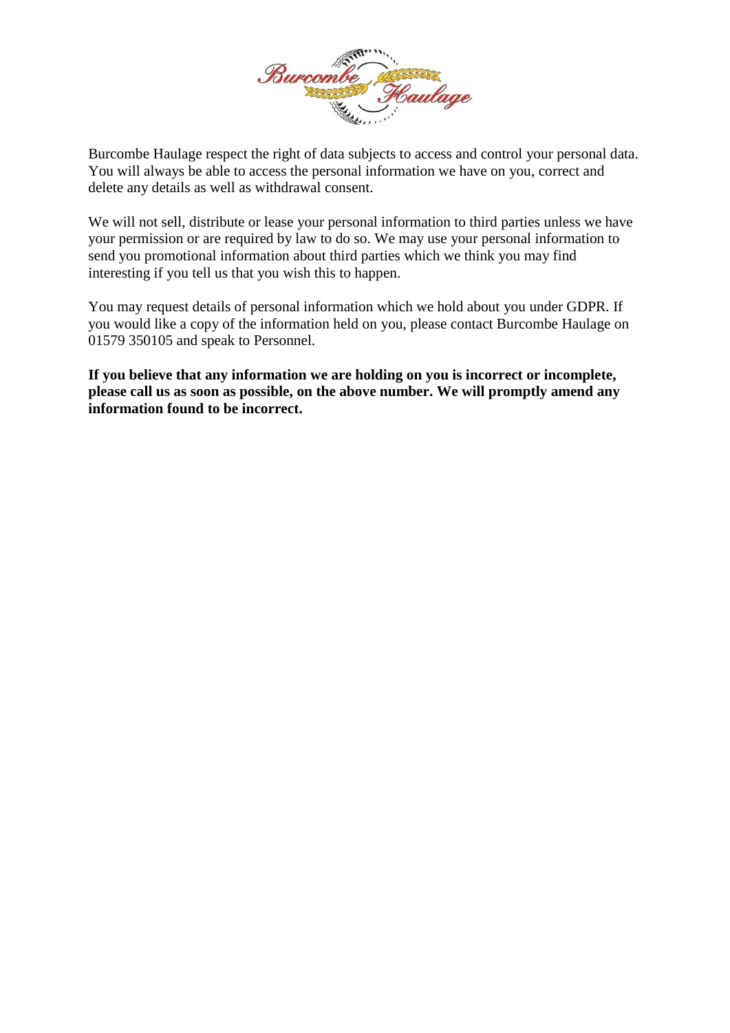Burcombe Haulage respect the right of data subjects to access and control your personal data. You will always be able to access the personal information we have on you, correct and delete any details as well as withdrawal consent.

We will not sell, distribute or lease your personal information to third parties unless we have your permission or are required by law to do so. We may use your personal information to send you promotional information about third parties which we think you may find interesting if you tell us that you wish this to happen.

You may request details of personal information which we hold about you under GDPR. If you would like a copy of the information held on you, please contact Burcombe Haulage on 01579 350105 and speak to Personnel.

**If you believe that any information we are holding on you is incorrect or incomplete, please call us as soon as possible, on the above number. We will promptly amend any information found to be incorrect.**